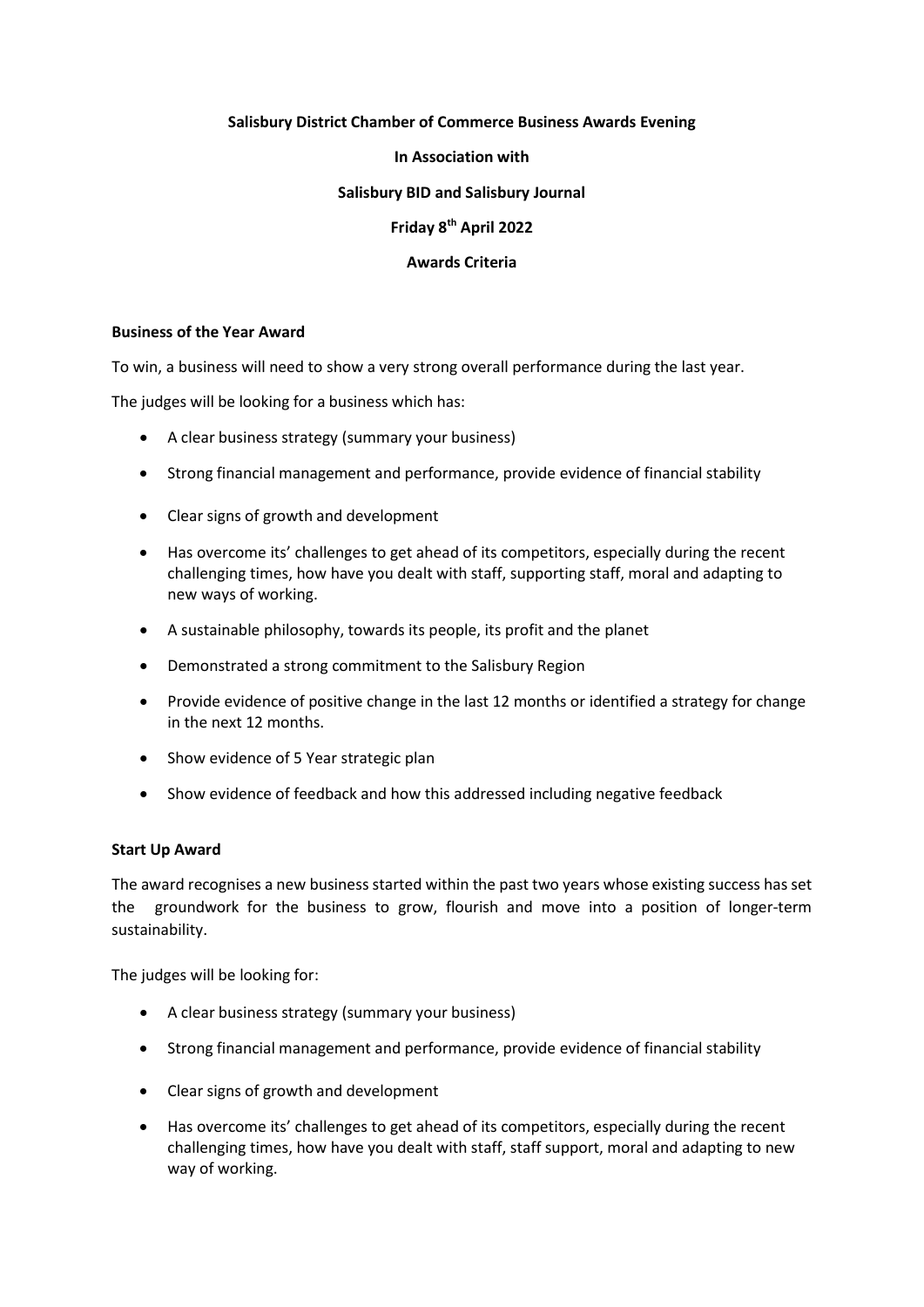**Salisbury District Chamber of Commerce Business Awards Evening**

**In Association with**

**Salisbury BID and Salisbury Journal**

**Friday 8th April 2022**

**Awards Criteria**

## Business of the Year Award

To win, a business will need to show a very strong overall performance during the last year.

The judges will be looking for a business which has:

- A clear business strategy (summary your business)
- Strong financial management and performance, provide evidence of financial stability
- Clear signs of growth and development
- Has overcome its' challenges to get ahead of its competitors, especially during the recent challenging times, how have you dealt with staff, supporting staff, moral and adapting to new ways of working.
- A sustainable philosophy, towards its people, its profit and the planet
- Demonstrated a strong commitment to the Salisbury Region
- Provide evidence of positive change in the last 12 months or identified a strategy for change in the next 12 months.
- Show evidence of 5 Year strategic plan
- Show evidence of feedback and how this addressed including negative feedback

## Start Up Award

The award recognises a new business started within the past two years whose existing success has set the groundwork for the business to grow, flourish and move into a position of longer-term sustainability.

The judges will be looking for:

- A clear business strategy (summary your business)
- Strong financial management and performance, provide evidence of financial stability
- Clear signs of growth and development
- Has overcome its' challenges to get ahead of its competitors, especially during the recent challenging times, how have you dealt with staff, staff support, moral and adapting to new way of working.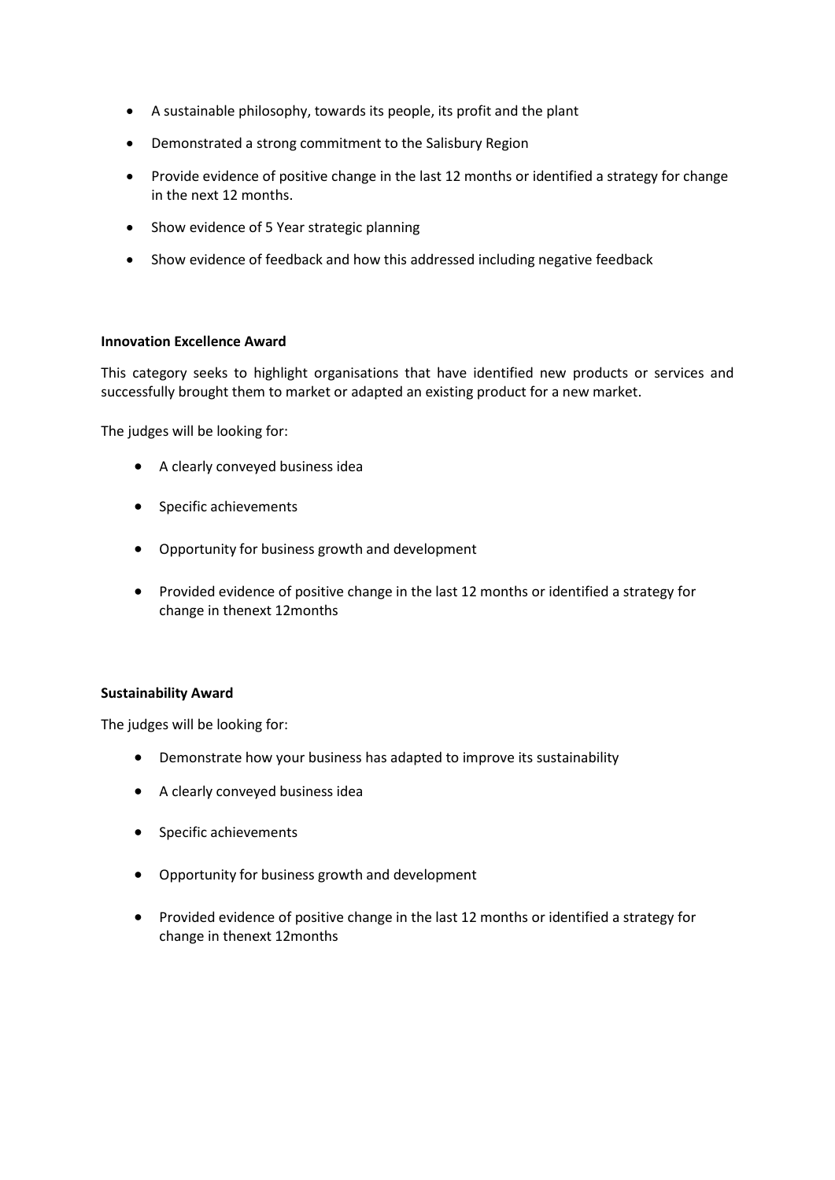- A sustainable philosophy, towards its people, its profit and the plant
- Demonstrated a strong commitment to the Salisbury Region
- Provide evidence of positive change in the last 12 months or identified a strategy for change in the next 12 months.
- Show evidence of 5 Year strategic planning
- Show evidence of feedback and how this addressed including negative feedback

**Innovation Excellence Award**

This category seeks to highlight organisations that have identified new products or services and successfully brought them to market or adapted an existing product for a new market.

The judges will be looking for:

- A clearly conveyed business idea
- Specific achievements
- Opportunity for business growth and development
- Provided evidence of positive change in the last 12 months or identified a strategy for change in thenext 12months

**Sustainability Award**

The judges will be looking for:

- Demonstrate how your business has adapted to improve its sustainability
- A clearly conveyed business idea
- Specific achievements
- Opportunity for business growth and development
- Provided evidence of positive change in the last 12 months or identified a strategy for change in thenext 12months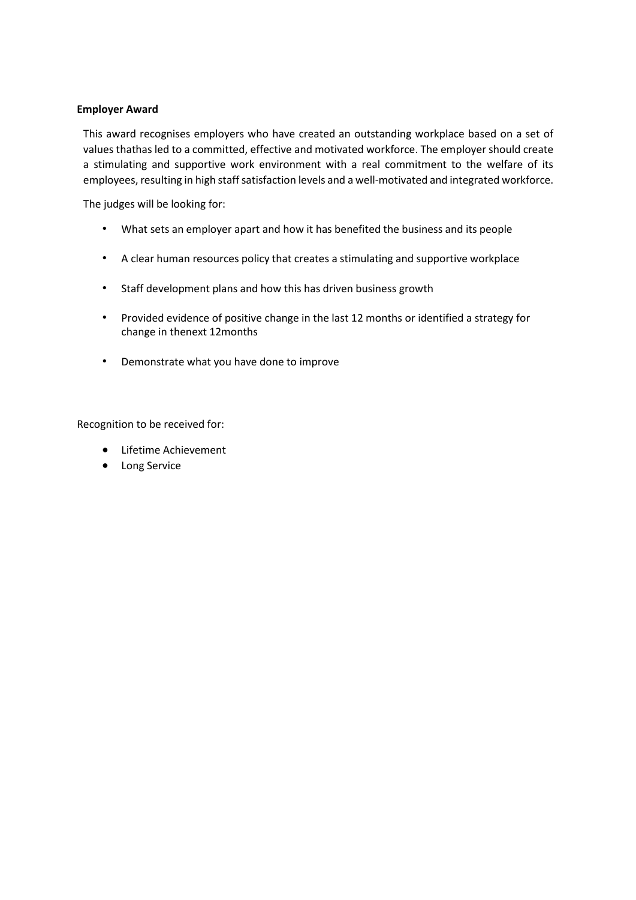**Employer Award**

This award recognises employers who have created an outstanding workplace based on a set of values thathas led to a committed, effective and motivated workforce. The employer should create a stimulating and supportive work environment with a real commitment to the welfare of its employees, resulting in high staff satisfaction levels and a well-motivated and integrated workforce.

The judges will be looking for:

- What sets an employer apart and how it has benefited the business and its people
- A clear human resources policy that creates a stimulating and supportive workplace
- Staff development plans and how this has driven business growth
- Provided evidence of positive change in the last 12 months or identified a strategy for change in thenext 12months
- Demonstrate what you have done to improve

Recognition to be received for:

- Lifetime Achievement
- Long Service